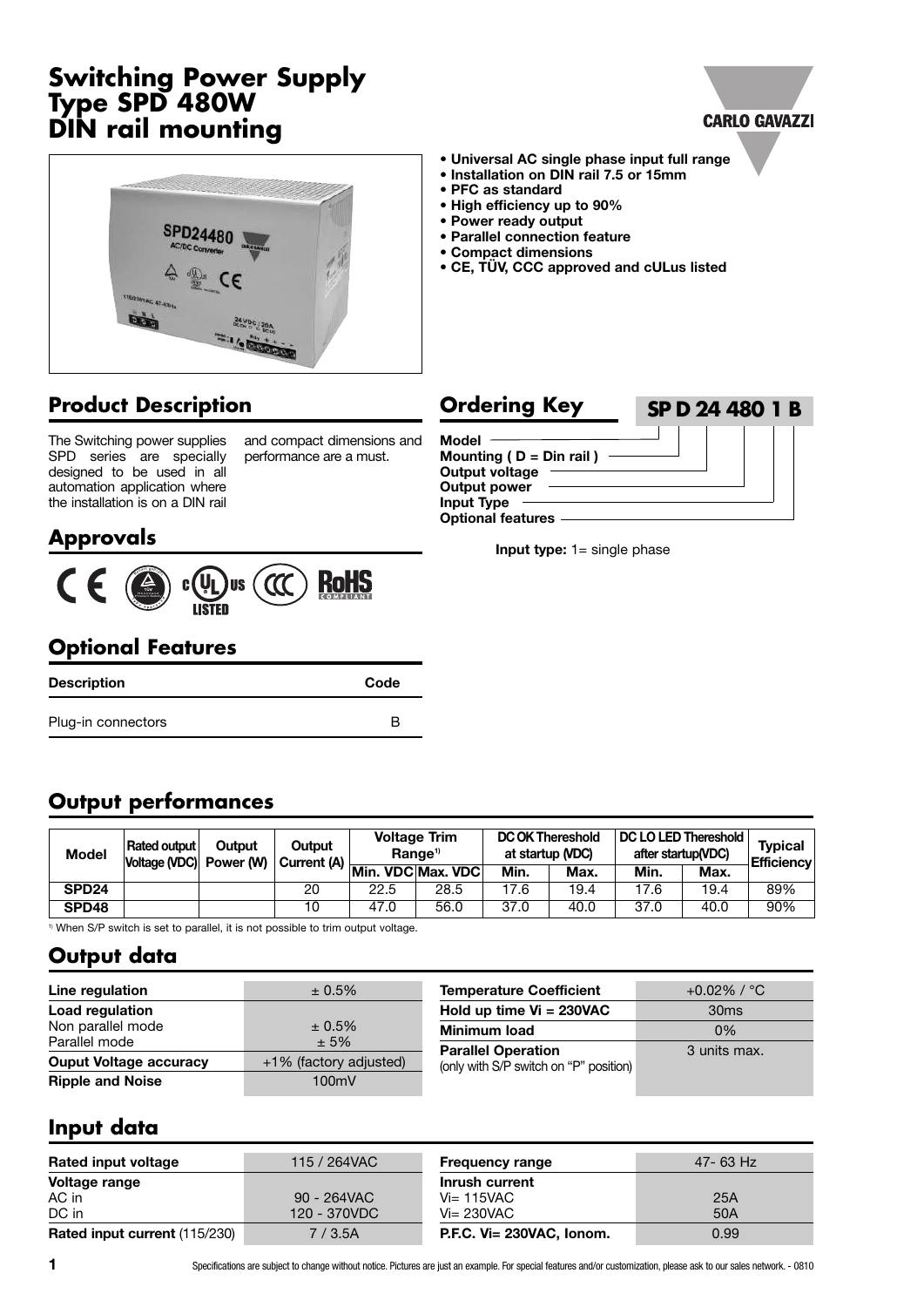# Switching Power Supply Type SPD 480W DIN rail mounting

- **Universal AC single phase input full range**
- **Installation on DIN rail 7.5 or 15mm**
- **PFC as standard**
- **High efficiency up to 90%**
- **Power ready output**
- **Parallel connection feature**
- **Compact dimensions**
- **CE, TÜV, CCC approved and cULus listed**

## Product Description

The Switching power supplies SPD series are specially designed to be used in all automation application where the installation is on a DIN rail and compact dimensions and performance are a must.

## Ordering Key

**SP D 24 480 1 B**

- **Model**
- **Mounting ( D = Din rail )**
- **Output voltage**
- **Output power**
- **Input Type**
- **Optional features**

**Input type:** 1= single phase

## Approvals

## Optional Features

| Description | Code |
|---|---|
| Plug-in connectors | B |

## Output performances

| Model | Rated output Voltage (VDC) | Output Power (W) | Output Current (A) | Voltage Trim Range[1] | | DC OK Thereshold at startup (VDC) | | DC LO LED Thereshold after startup(VDC) | | Typical Efficiency |
|---|---|---|---|---|---|---|---|---|---|---|
| | | | | Min. VDC | Max. VDC | Min. | Max. | Min. | Max. | |
| **SPD24** | | | 20 | 22.5 | 28.5 | 17.6 | 19.4 | 17.6 | 19.4 | 89% |
| **SPD48** | | | 10 | 47.0 | 56.0 | 37.0 | 40.0 | 37.0 | 40.0 | 90% |

[1] When S/P switch is set to parallel, it is not possible to trim output voltage.

## Output data

| | |
|---|---|
| **Line regulation** | ± 0.5% |
| **Load regulation** | |
| Non parallel mode | ± 0.5% |
| Parallel mode | ± 5% |
| **Ouput Voltage accuracy** | +1% (factory adjusted) |
| **Ripple and Noise** | 100mV |

| | |
|---|---|
| **Temperature Coefficient** | +0.02% / °C |
| **Hold up time Vi = 230VAC** | 30ms |
| **Minimum load** | 0% |
| **Parallel Operation** (only with S/P switch on "P" position) | 3 units max. |

## Input data

| | |
|---|---|
| **Rated input voltage** | 115 / 264VAC |
| **Voltage range** | |
| AC in | 90 - 264VAC |
| DC in | 120 - 370VDC |
| **Rated input current** (115/230) | 7 / 3.5A |

| | |
|---|---|
| **Frequency range** | 47- 63 Hz |
| **Inrush current** | |
| Vi= 115VAC | 25A |
| Vi= 230VAC | 50A |
| **P.F.C. Vi= 230VAC, Ionom.** | 0.99 |

Specifications are subject to change without notice. Pictures are just an example. For special features and/or customization, please ask to our sales network. - 0810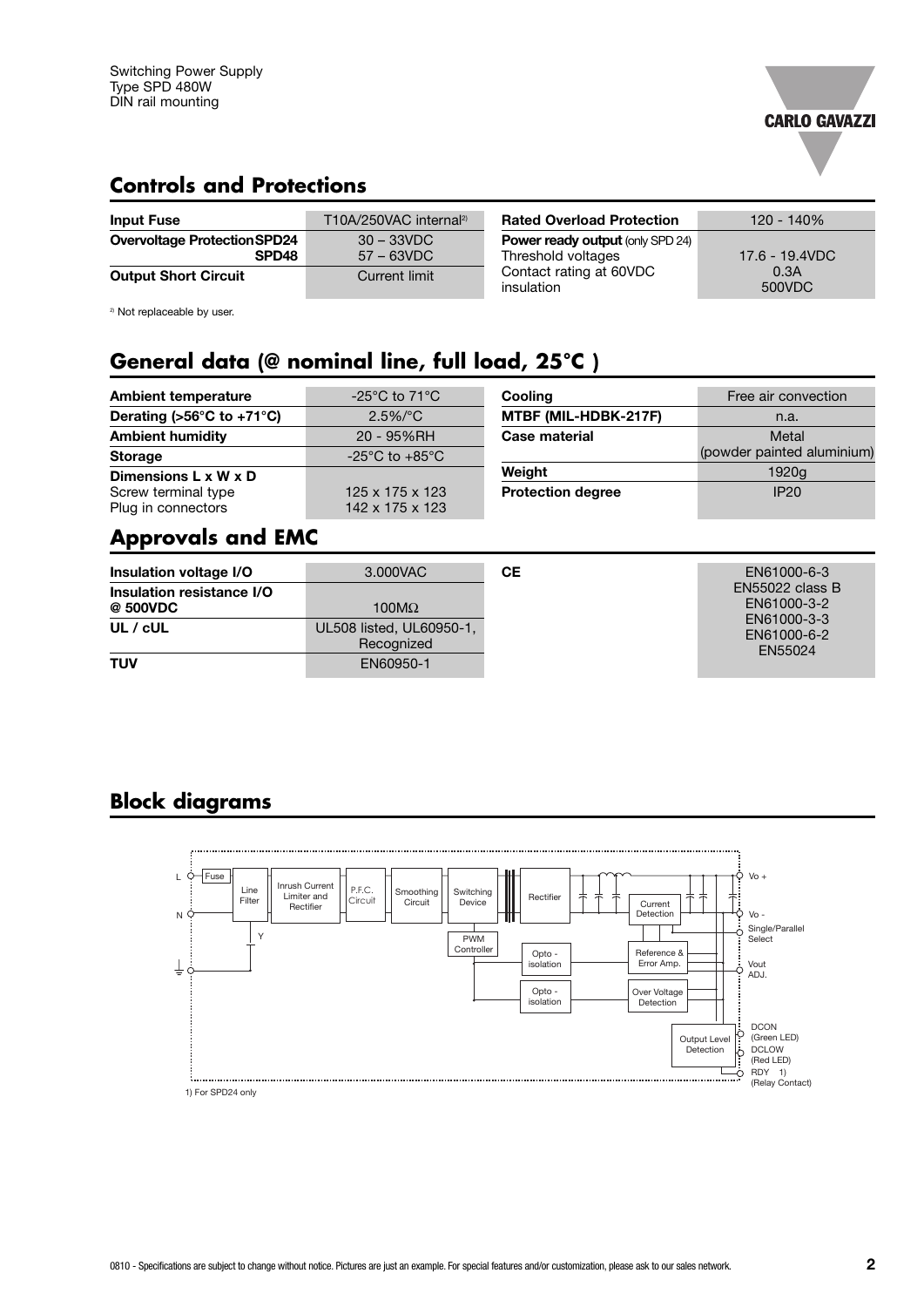## Controls and Protections

| | | | |
|---|---|---|---|
| **Input Fuse** | T10A/250VAC internal[2] | **Rated Overload Protection** | 120 - 140% |
| **Overvoltage Protection SPD24** | 30 – 33VDC | **Power ready output** (only SPD 24) | |
| **SPD48** | 57 – 63VDC | Threshold voltages | 17.6 - 19.4VDC |
| **Output Short Circuit** | Current limit | Contact rating at 60VDC | 0.3A |
| | | insulation | 500VDC |

[2] Not replaceable by user.

## General data (@ nominal line, full load, 25°C )

| | | | |
|---|---|---|---|
| **Ambient temperature** | -25°C to 71°C | **Cooling** | Free air convection |
| **Derating (>56°C to +71°C)** | 2.5%/°C | **MTBF (MIL-HDBK-217F)** | n.a. |
| **Ambient humidity** | 20 - 95%RH | **Case material** | Metal (powder painted aluminium) |
| **Storage** | -25°C to +85°C | | |
| **Dimensions L x W x D** | | **Weight** | 1920g |
| Screw terminal type | 125 x 175 x 123 | **Protection degree** | IP20 |
| Plug in connectors | 142 x 175 x 123 | | |

## Approvals and EMC

| | | | |
|---|---|---|---|
| **Insulation voltage I/O** | 3.000VAC | **CE** | EN61000-6-3<br>EN55022 class B<br>EN61000-3-2<br>EN61000-3-3<br>EN61000-6-2<br>EN55024 |
| **Insulation resistance I/O @ 500VDC** | 100MΩ | | |
| **UL / cUL** | UL508 listed, UL60950-1, Recognized | | |
| **TUV** | EN60950-1 | | |

## Block diagrams

L, N, Fuse, Line Filter, Y, Inrush Current Limiter and Rectifier, P.F.C. Circuit, Smoothing Circuit, Switching Device, PWM Controller, Rectifier, Opto - isolation, Opto - isolation, Current Detection, Reference & Error Amp., Over Voltage Detection, Output Level Detection, Vo +, Vo -, Single/Parallel Select, Vout ADJ., DCON (Green LED), DCLOW (Red LED), RDY 1) (Relay Contact)

1) For SPD24 only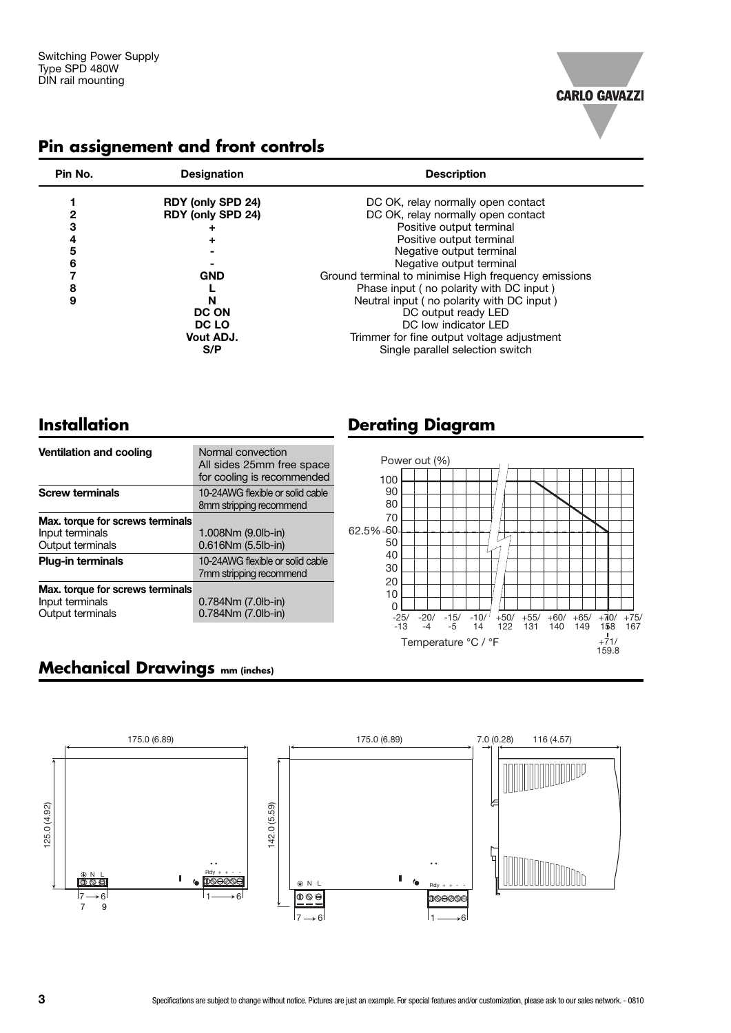## Pin assignement and front controls

| Pin No. | Designation | Description |
| --- | --- | --- |
| 1 | RDY (only SPD 24) | DC OK, relay normally open contact |
| 2 | RDY (only SPD 24) | DC OK, relay normally open contact |
| 3 | + | Positive output terminal |
| 4 | + | Positive output terminal |
| 5 | - | Negative output terminal |
| 6 | - | Negative output terminal |
| 7 | GND | Ground terminal to minimise High frequency emissions |
| 8 | L | Phase input ( no polarity with DC input ) |
| 9 | N | Neutral input ( no polarity with DC input ) |
| | DC ON | DC output ready LED |
| | DC LO | DC low indicator LED |
| | Vout ADJ. | Trimmer for fine output voltage adjustment |
| | S/P | Single parallel selection switch |

## Installation

| | |
| --- | --- |
| **Ventilation and cooling** | Normal convection All sides 25mm free space for cooling is recommended |
| **Screw terminals** | 10-24AWG flexible or solid cable 8mm stripping recommend |
| **Max. torque for screws terminals** | |
| Input terminals | 1.008Nm (9.0lb-in) |
| Output terminals | 0.616Nm (5.5lb-in) |
| **Plug-in terminals** | 10-24AWG flexible or solid cable 7mm stripping recommend |
| **Max. torque for screws terminals** | |
| Input terminals | 0.784Nm (7.0lb-in) |
| Output terminals | 0.784Nm (7.0lb-in) |

## Derating Diagram

Power out (%)

100
90
80
70
62.5% 60
50
40
30
20
10
0

-25/ -13, -20/ -4, -15/ -5, -10/ 14, +50/ 122, +55/ 131, +60/ 140, +65/ 149, +70/ 158, +75/ 167

+71/ 159.8

Temperature °C / °F

## Mechanical Drawings mm (inches)

175.0 (6.89)

125.0 (4.92)

N L

Rdy + + - -

7 → 6

7 9

1 → 6

175.0 (6.89)

142.0 (5.59)

N L

Rdy + + - -

7 → 6

1 → 6

7.0 (0.28)

116 (4.57)